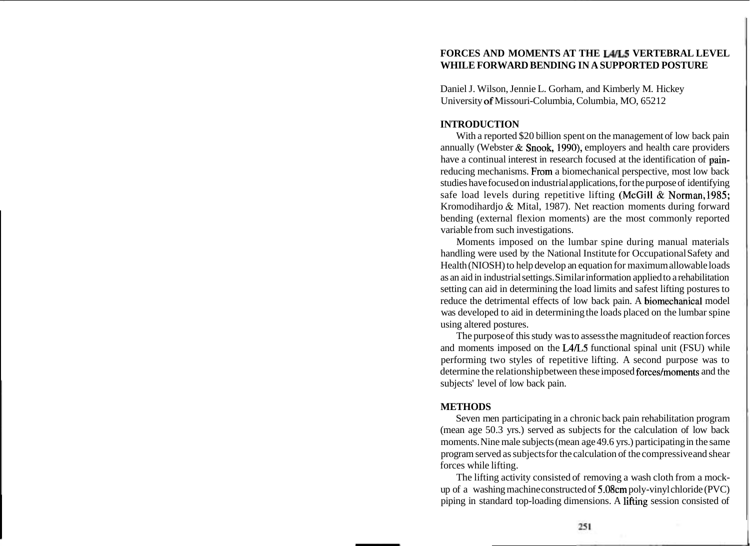# FORCES AND MOMENTS AT THE L4/L5 VERTEBRAL LEVEL WHILE FORWARD BENDING IN A SUPPORTED POSTURE

Daniel J. Wilson, Jennie L. Gorham, and Kimberly M. Hickey
University of Missouri-Columbia, Columbia, MO, 65212

## INTRODUCTION

With a reported $20 billion spent on the management of low back pain annually (Webster & Snook, 1990), employers and health care providers have a continual interest in research focused at the identification of pain-reducing mechanisms. From a biomechanical perspective, most low back studies have focused on industrial applications, for the purpose of identifying safe load levels during repetitive lifting (McGill & Norman, 1985; Kromodihardjo & Mital, 1987). Net reaction moments during forward bending (external flexion moments) are the most commonly reported variable from such investigations.

Moments imposed on the lumbar spine during manual materials handling were used by the National Institute for Occupational Safety and Health (NIOSH) to help develop an equation for maximum allowable loads as an aid in industrial settings. Similar information applied to a rehabilitation setting can aid in determining the load limits and safest lifting postures to reduce the detrimental effects of low back pain. A biomechanical model was developed to aid in determining the loads placed on the lumbar spine using altered postures.

The purpose of this study was to assess the magnitude of reaction forces and moments imposed on the L4/L5 functional spinal unit (FSU) while performing two styles of repetitive lifting. A second purpose was to determine the relationship between these imposed forces/moments and the subjects' level of low back pain.

## METHODS

Seven men participating in a chronic back pain rehabilitation program (mean age 50.3 yrs.) served as subjects for the calculation of low back moments. Nine male subjects (mean age 49.6 yrs.) participating in the same program served as subjects for the calculation of the compressive and shear forces while lifting.

The lifting activity consisted of removing a wash cloth from a mock-up of a washing machine constructed of 5.08cm poly-vinyl chloride (PVC) piping in standard top-loading dimensions. A lifting session consisted of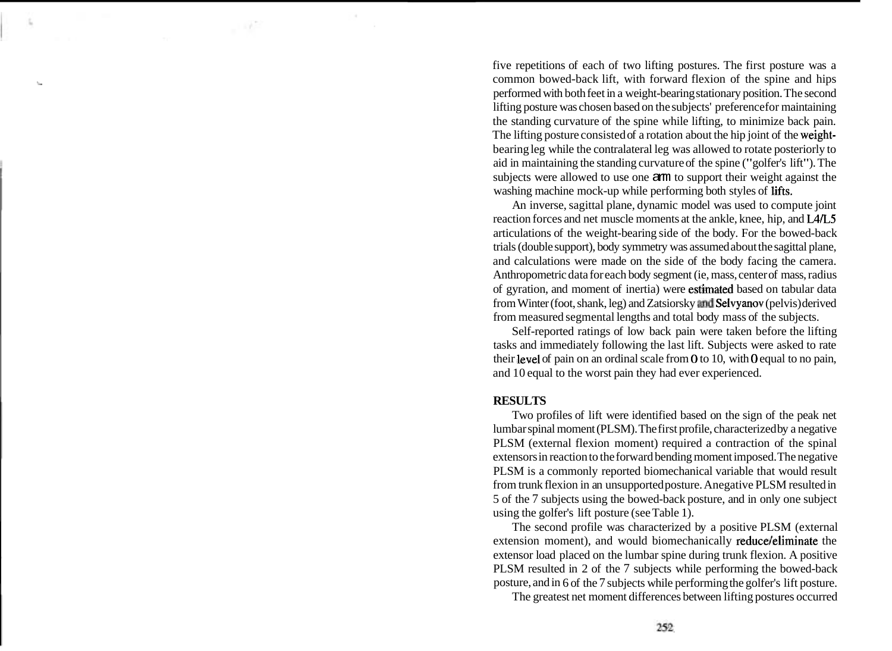five repetitions of each of two lifting postures. The first posture was a common bowed-back lift, with forward flexion of the spine and hips performed with both feet in a weight-bearing stationary position. The second lifting posture was chosen based on the subjects' preference for maintaining the standing curvature of the spine while lifting, to minimize back pain. The lifting posture consisted of a rotation about the hip joint of the weight-bearing leg while the contralateral leg was allowed to rotate posteriorly to aid in maintaining the standing curvature of the spine ("golfer's lift"). The subjects were allowed to use one arm to support their weight against the washing machine mock-up while performing both styles of lifts.

An inverse, sagittal plane, dynamic model was used to compute joint reaction forces and net muscle moments at the ankle, knee, hip, and L4/L5 articulations of the weight-bearing side of the body. For the bowed-back trials (double support), body symmetry was assumed about the sagittal plane, and calculations were made on the side of the body facing the camera. Anthropometric data for each body segment (ie, mass, center of mass, radius of gyration, and moment of inertia) were estimated based on tabular data from Winter (foot, shank, leg) and Zatsiorsky and Selvyanov (pelvis) derived from measured segmental lengths and total body mass of the subjects.

Self-reported ratings of low back pain were taken before the lifting tasks and immediately following the last lift. Subjects were asked to rate their level of pain on an ordinal scale from 0 to 10, with 0 equal to no pain, and 10 equal to the worst pain they had ever experienced.

## RESULTS

Two profiles of lift were identified based on the sign of the peak net lumbar spinal moment (PLSM). The first profile, characterized by a negative PLSM (external flexion moment) required a contraction of the spinal extensors in reaction to the forward bending moment imposed. The negative PLSM is a commonly reported biomechanical variable that would result from trunk flexion in an unsupported posture. A negative PLSM resulted in 5 of the 7 subjects using the bowed-back posture, and in only one subject using the golfer's lift posture (see Table 1).

The second profile was characterized by a positive PLSM (external extension moment), and would biomechanically reduce/eliminate the extensor load placed on the lumbar spine during trunk flexion. A positive PLSM resulted in 2 of the 7 subjects while performing the bowed-back posture, and in 6 of the 7 subjects while performing the golfer's lift posture.

The greatest net moment differences between lifting postures occurred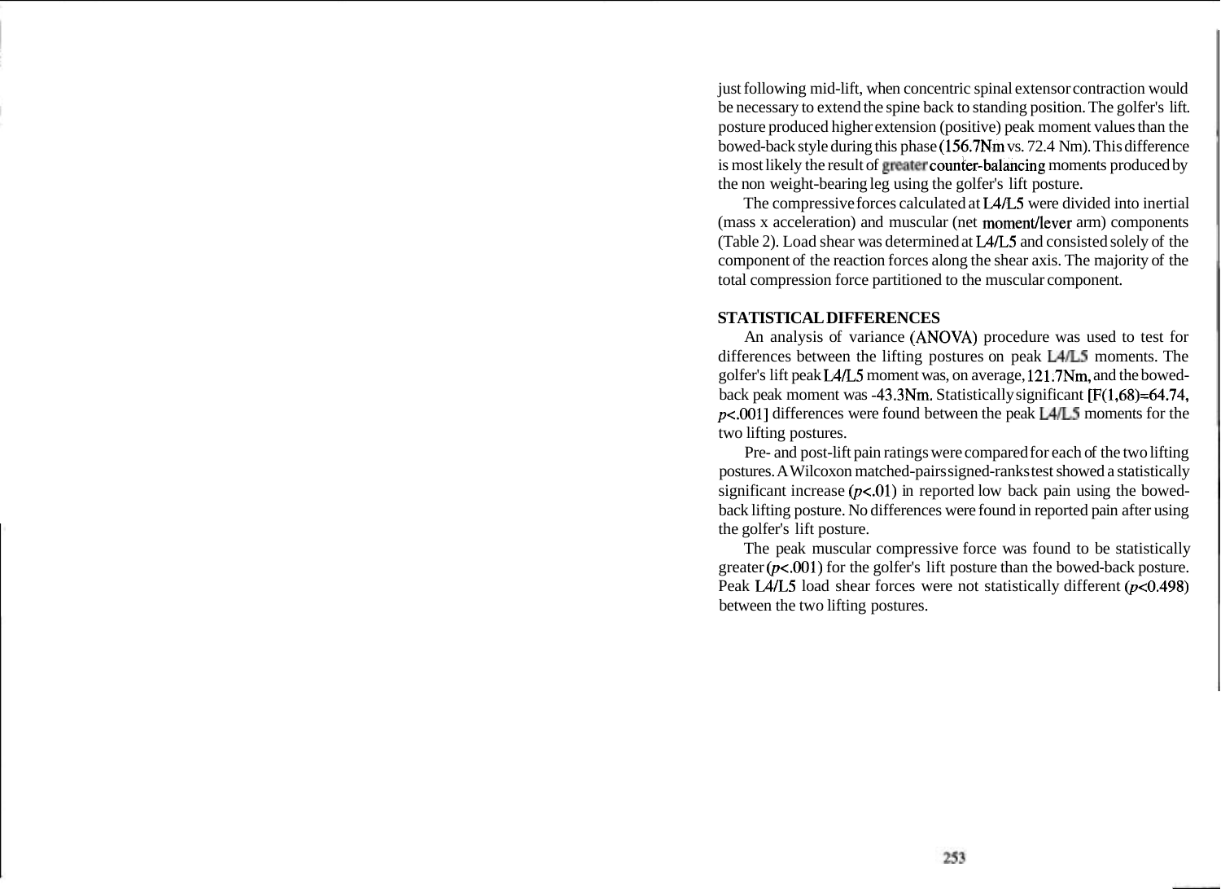just following mid-lift, when concentric spinal extensor contraction would be necessary to extend the spine back to standing position. The golfer's lift. posture produced higher extension (positive) peak moment values than the bowed-back style during this phase (156.7Nm vs. 72.4 Nm). This difference is most likely the result of greater counter-balancing moments produced by the non weight-bearing leg using the golfer's lift posture.

The compressive forces calculated at L4/L5 were divided into inertial (mass x acceleration) and muscular (net moment/lever arm) components (Table 2). Load shear was determined at L4/L5 and consisted solely of the component of the reaction forces along the shear axis. The majority of the total compression force partitioned to the muscular component.

## STATISTICAL DIFFERENCES

An analysis of variance (ANOVA) procedure was used to test for differences between the lifting postures on peak L4/L5 moments. The golfer's lift peak L4/L5 moment was, on average, 121.7Nm, and the bowed-back peak moment was -43.3Nm. Statistically significant [$F(1,68)=64.74$, $p<.001$] differences were found between the peak L4/L5 moments for the two lifting postures.

Pre- and post-lift pain ratings were compared for each of the two lifting postures. A Wilcoxon matched-pairs signed-ranks test showed a statistically significant increase ($p<.01$) in reported low back pain using the bowed-back lifting posture. No differences were found in reported pain after using the golfer's lift posture.

The peak muscular compressive force was found to be statistically greater ($p<.001$) for the golfer's lift posture than the bowed-back posture. Peak L4/L5 load shear forces were not statistically different ($p<0.498$) between the two lifting postures.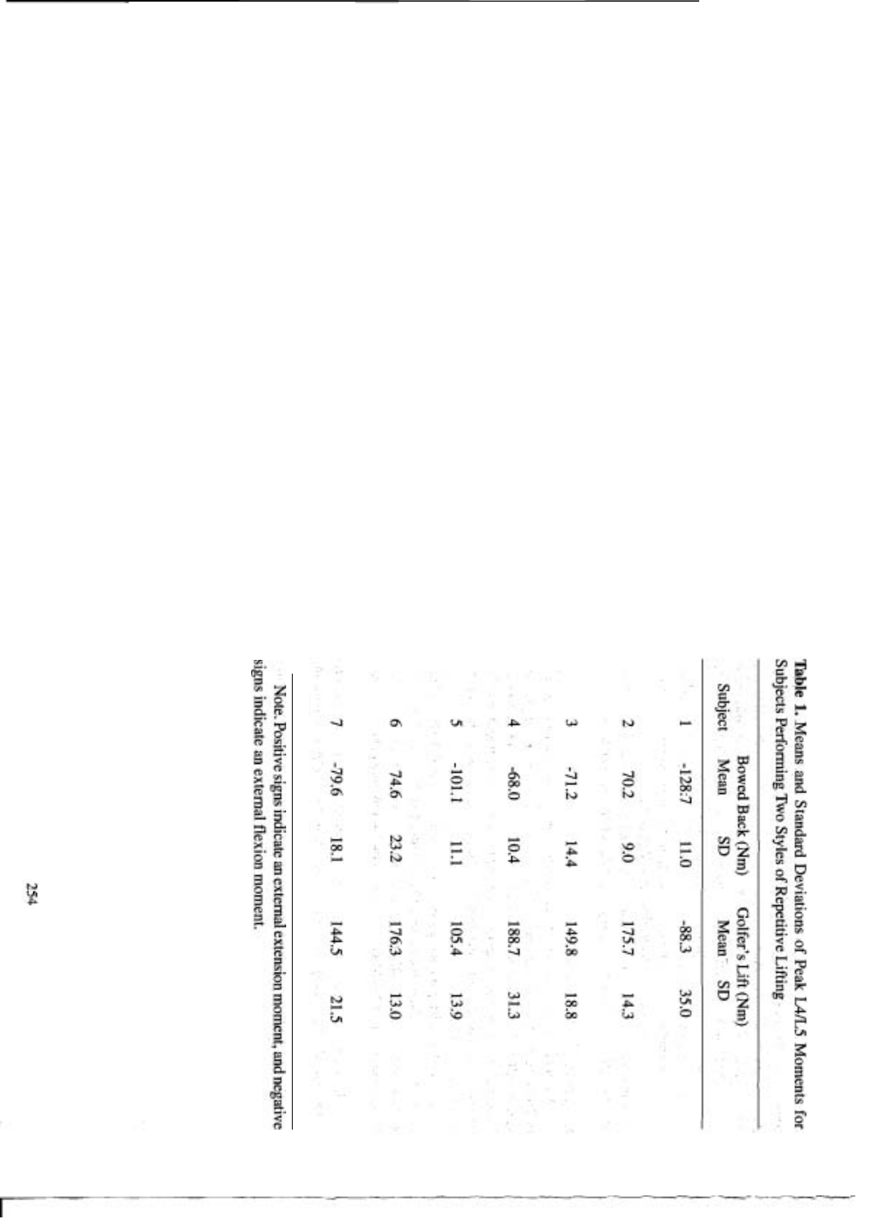**Table 1.** Means and Standard Deviations of Peak L4/L5 Moments for Subjects Performing Two Styles of Repetitive Lifting

| Subject | Bowed Back (Nm) | | Golfer's Lift (Nm) | |
|---|---|---|---|---|
| | Mean | SD | Mean | SD |
| 1 | -128.7 | 11.0 | -88.3 | 35.0 |
| 2 | 70.2 | 9.0 | 175.7 | 14.3 |
| 3 | -71.2 | 14.4 | 149.8 | 18.8 |
| 4 | -68.0 | 10.4 | 188.7 | 31.3 |
| 5 | -101.1 | 11.1 | 105.4 | 13.9 |
| 6 | 74.6 | 23.2 | 176.3 | 13.0 |
| 7 | -79.6 | 18.1 | 144.5 | 21.5 |

Note. Positive signs indicate an external extension moment, and negative signs indicate an external flexion moment.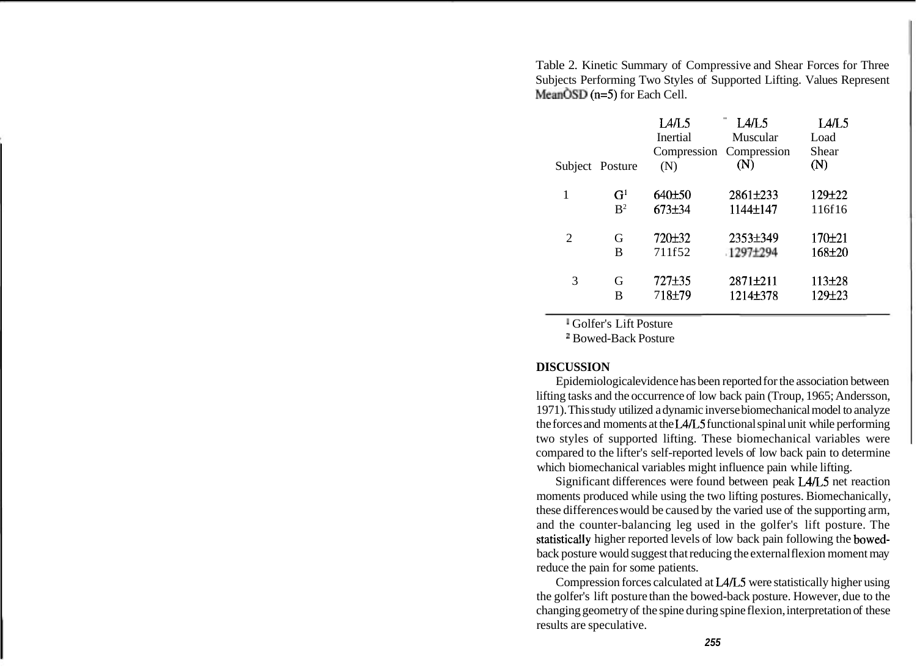Table 2. Kinetic Summary of Compressive and Shear Forces for Three Subjects Performing Two Styles of Supported Lifting. Values Represent Mean±SD (n=5) for Each Cell.

| Subject | Posture | L4/L5 Inertial Compression (N) | L4/L5 Muscular Compression (N) | L4/L5 Load Shear (N) |
|---|---|---|---|---|
| 1 | G[1] | 640±50 | 2861±233 | 129±22 |
| | B[2] | 673±34 | 1144±147 | 116±16 |
| 2 | G | 720±32 | 2353±349 | 170±21 |
| | B | 711±52 | 1297±294 | 168±20 |
| 3 | G | 727±35 | 2871±211 | 113±28 |
| | B | 718±79 | 1214±378 | 129±23 |

[1] Golfer's Lift Posture
[2] Bowed-Back Posture

## DISCUSSION

Epidemiological evidence has been reported for the association between lifting tasks and the occurrence of low back pain (Troup, 1965; Andersson, 1971). This study utilized a dynamic inverse biomechanical model to analyze the forces and moments at the L4/L5 functional spinal unit while performing two styles of supported lifting. These biomechanical variables were compared to the lifter's self-reported levels of low back pain to determine which biomechanical variables might influence pain while lifting.

Significant differences were found between peak L4/L5 net reaction moments produced while using the two lifting postures. Biomechanically, these differences would be caused by the varied use of the supporting arm, and the counter-balancing leg used in the golfer's lift posture. The statistically higher reported levels of low back pain following the bowed-back posture would suggest that reducing the external flexion moment may reduce the pain for some patients.

Compression forces calculated at L4/L5 were statistically higher using the golfer's lift posture than the bowed-back posture. However, due to the changing geometry of the spine during spine flexion, interpretation of these results are speculative.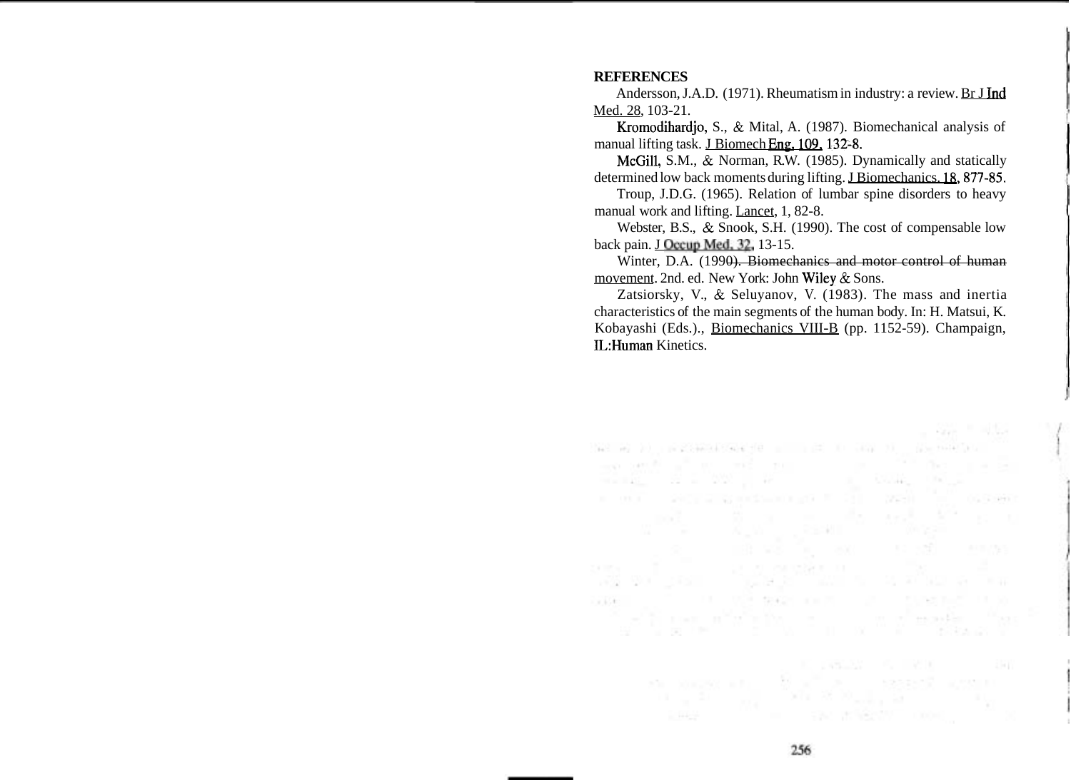**REFERENCES**

Andersson, J.A.D. (1971). Rheumatism in industry: a review. Br J Ind Med. 28, 103-21.

Kromodihardjo, S., & Mital, A. (1987). Biomechanical analysis of manual lifting task. J Biomech Eng. 109, 132-8.

McGill, S.M., & Norman, R.W. (1985). Dynamically and statically determined low back moments during lifting. J Biomechanics. 18, 877-85.

Troup, J.D.G. (1965). Relation of lumbar spine disorders to heavy manual work and lifting. Lancet, 1, 82-8.

Webster, B.S., & Snook, S.H. (1990). The cost of compensable low back pain. J Occup Med. 32, 13-15.

Winter, D.A. (1990). Biomechanics and motor control of human movement. 2nd. ed. New York: John Wiley & Sons.

Zatsiorsky, V., & Seluyanov, V. (1983). The mass and inertia characteristics of the main segments of the human body. In: H. Matsui, K. Kobayashi (Eds.)., Biomechanics VIII-B (pp. 1152-59). Champaign, IL:Human Kinetics.